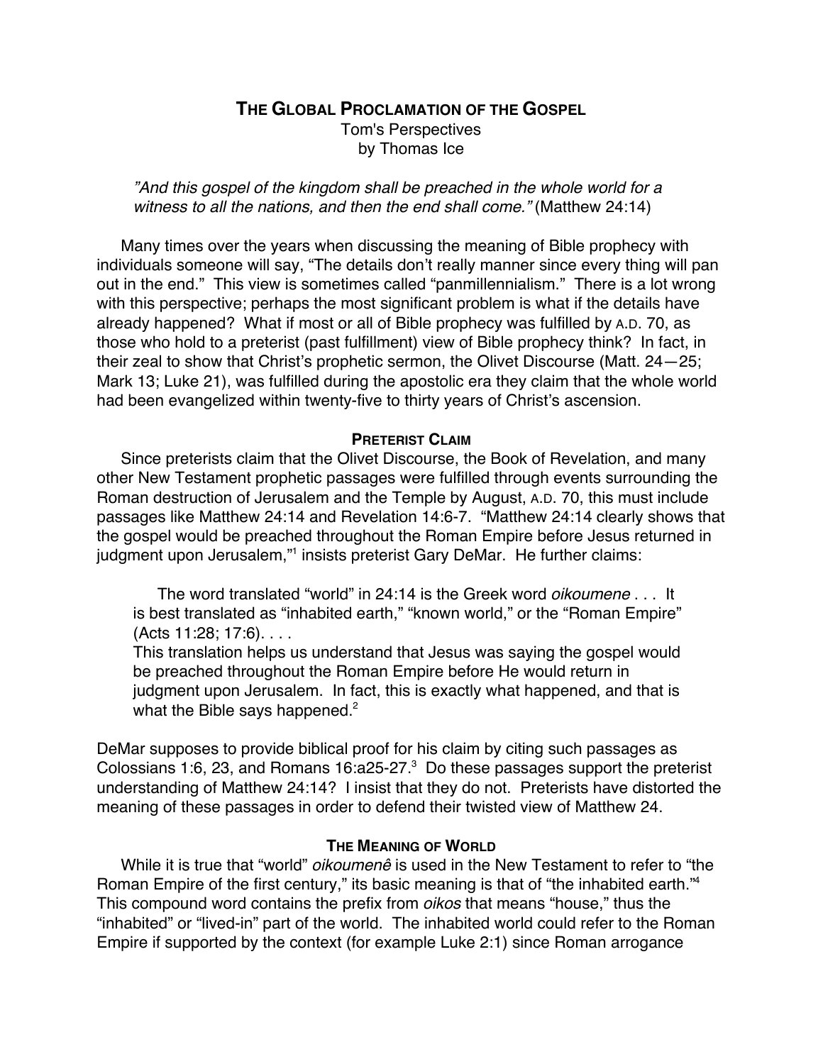# The Global Proclamation of the Gospel

Tom's Perspectives
by Thomas Ice

> *"And this gospel of the kingdom shall be preached in the whole world for a witness to all the nations, and then the end shall come."* (Matthew 24:14)

Many times over the years when discussing the meaning of Bible prophecy with individuals someone will say, "The details don't really manner since every thing will pan out in the end." This view is sometimes called "panmillennialism." There is a lot wrong with this perspective; perhaps the most significant problem is what if the details have already happened? What if most or all of Bible prophecy was fulfilled by A.D. 70, as those who hold to a preterist (past fulfillment) view of Bible prophecy think? In fact, in their zeal to show that Christ's prophetic sermon, the Olivet Discourse (Matt. 24—25; Mark 13; Luke 21), was fulfilled during the apostolic era they claim that the whole world had been evangelized within twenty-five to thirty years of Christ's ascension.

## Preterist Claim

Since preterists claim that the Olivet Discourse, the Book of Revelation, and many other New Testament prophetic passages were fulfilled through events surrounding the Roman destruction of Jerusalem and the Temple by August, A.D. 70, this must include passages like Matthew 24:14 and Revelation 14:6-7. "Matthew 24:14 clearly shows that the gospel would be preached throughout the Roman Empire before Jesus returned in judgment upon Jerusalem,"[1] insists preterist Gary DeMar. He further claims:

> The word translated "world" in 24:14 is the Greek word *oikoumene* . . . It is best translated as "inhabited earth," "known world," or the "Roman Empire" (Acts 11:28; 17:6). . . .
>
> This translation helps us understand that Jesus was saying the gospel would be preached throughout the Roman Empire before He would return in judgment upon Jerusalem. In fact, this is exactly what happened, and that is what the Bible says happened.[2]

DeMar supposes to provide biblical proof for his claim by citing such passages as Colossians 1:6, 23, and Romans 16:a25-27.[3] Do these passages support the preterist understanding of Matthew 24:14? I insist that they do not. Preterists have distorted the meaning of these passages in order to defend their twisted view of Matthew 24.

## The Meaning of World

While it is true that "world" *oikoumenê* is used in the New Testament to refer to "the Roman Empire of the first century," its basic meaning is that of "the inhabited earth."[4] This compound word contains the prefix from *oikos* that means "house," thus the "inhabited" or "lived-in" part of the world. The inhabited world could refer to the Roman Empire if supported by the context (for example Luke 2:1) since Roman arrogance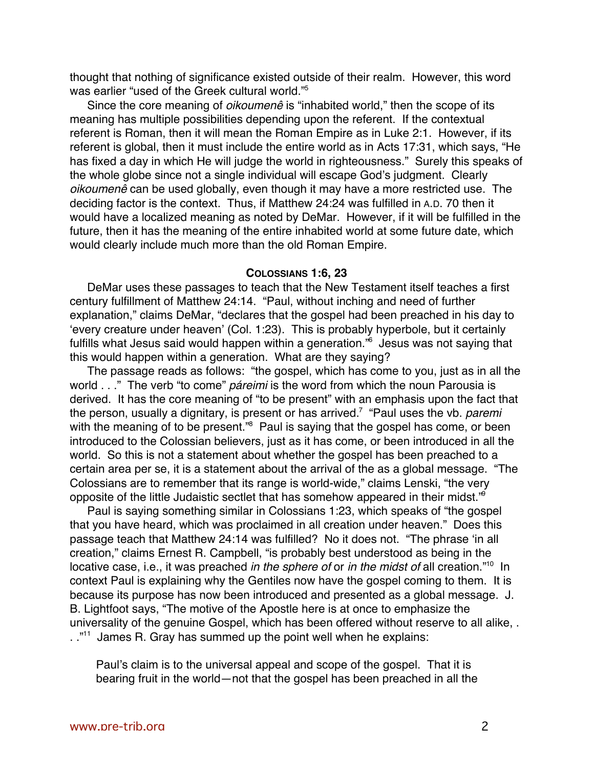thought that nothing of significance existed outside of their realm. However, this word was earlier "used of the Greek cultural world."[5]

Since the core meaning of *oikoumenê* is "inhabited world," then the scope of its meaning has multiple possibilities depending upon the referent. If the contextual referent is Roman, then it will mean the Roman Empire as in Luke 2:1. However, if its referent is global, then it must include the entire world as in Acts 17:31, which says, "He has fixed a day in which He will judge the world in righteousness." Surely this speaks of the whole globe since not a single individual will escape God's judgment. Clearly *oikoumenê* can be used globally, even though it may have a more restricted use. The deciding factor is the context. Thus, if Matthew 24:24 was fulfilled in A.D. 70 then it would have a localized meaning as noted by DeMar. However, if it will be fulfilled in the future, then it has the meaning of the entire inhabited world at some future date, which would clearly include much more than the old Roman Empire.

## COLOSSIANS 1:6, 23

DeMar uses these passages to teach that the New Testament itself teaches a first century fulfillment of Matthew 24:14. "Paul, without inching and need of further explanation," claims DeMar, "declares that the gospel had been preached in his day to 'every creature under heaven' (Col. 1:23). This is probably hyperbole, but it certainly fulfills what Jesus said would happen within a generation."[6] Jesus was not saying that this would happen within a generation. What are they saying?

The passage reads as follows: "the gospel, which has come to you, just as in all the world . . ." The verb "to come" *páreimi* is the word from which the noun Parousia is derived. It has the core meaning of "to be present" with an emphasis upon the fact that the person, usually a dignitary, is present or has arrived.[7] "Paul uses the vb. *paremi* with the meaning of to be present."[8] Paul is saying that the gospel has come, or been introduced to the Colossian believers, just as it has come, or been introduced in all the world. So this is not a statement about whether the gospel has been preached to a certain area per se, it is a statement about the arrival of the as a global message. "The Colossians are to remember that its range is world-wide," claims Lenski, "the very opposite of the little Judaistic sectlet that has somehow appeared in their midst."[9]

Paul is saying something similar in Colossians 1:23, which speaks of "the gospel that you have heard, which was proclaimed in all creation under heaven." Does this passage teach that Matthew 24:14 was fulfilled? No it does not. "The phrase 'in all creation," claims Ernest R. Campbell, "is probably best understood as being in the locative case, i.e., it was preached *in the sphere of* or *in the midst of* all creation."[10] In context Paul is explaining why the Gentiles now have the gospel coming to them. It is because its purpose has now been introduced and presented as a global message. J. B. Lightfoot says, "The motive of the Apostle here is at once to emphasize the universality of the genuine Gospel, which has been offered without reserve to all alike, . . ."[11] James R. Gray has summed up the point well when he explains:

> Paul's claim is to the universal appeal and scope of the gospel. That it is bearing fruit in the world—not that the gospel has been preached in all the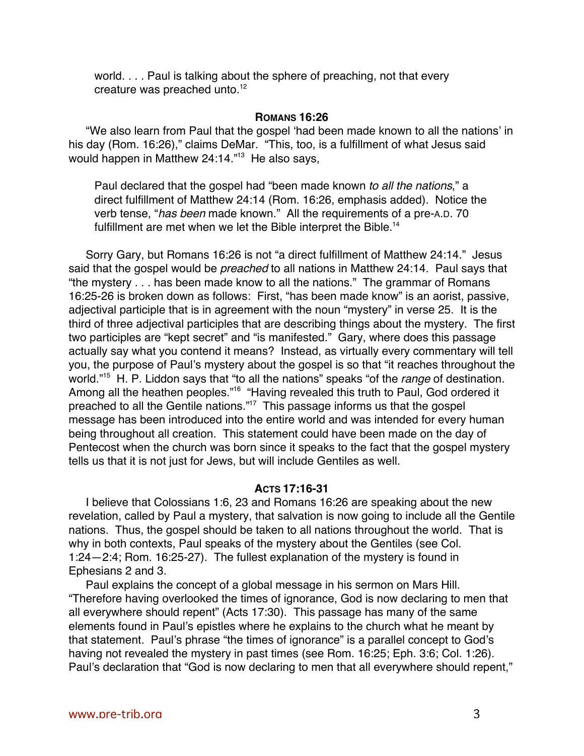> world. . . . Paul is talking about the sphere of preaching, not that every creature was preached unto.[12]

### ROMANS 16:26

"We also learn from Paul that the gospel 'had been made known to all the nations' in his day (Rom. 16:26)," claims DeMar. "This, too, is a fulfillment of what Jesus said would happen in Matthew 24:14."[13] He also says,

> Paul declared that the gospel had "been made known *to all the nations*," a direct fulfillment of Matthew 24:14 (Rom. 16:26, emphasis added). Notice the verb tense, "*has been* made known." All the requirements of a pre-A.D. 70 fulfillment are met when we let the Bible interpret the Bible.[14]

Sorry Gary, but Romans 16:26 is not "a direct fulfillment of Matthew 24:14." Jesus said that the gospel would be *preached* to all nations in Matthew 24:14. Paul says that "the mystery . . . has been made know to all the nations." The grammar of Romans 16:25-26 is broken down as follows: First, "has been made know" is an aorist, passive, adjectival participle that is in agreement with the noun "mystery" in verse 25. It is the third of three adjectival participles that are describing things about the mystery. The first two participles are "kept secret" and "is manifested." Gary, where does this passage actually say what you contend it means? Instead, as virtually every commentary will tell you, the purpose of Paul's mystery about the gospel is so that "it reaches throughout the world."[15] H. P. Liddon says that "to all the nations" speaks "of the *range* of destination. Among all the heathen peoples."[16] "Having revealed this truth to Paul, God ordered it preached to all the Gentile nations."[17] This passage informs us that the gospel message has been introduced into the entire world and was intended for every human being throughout all creation. This statement could have been made on the day of Pentecost when the church was born since it speaks to the fact that the gospel mystery tells us that it is not just for Jews, but will include Gentiles as well.

### ACTS 17:16-31

I believe that Colossians 1:6, 23 and Romans 16:26 are speaking about the new revelation, called by Paul a mystery, that salvation is now going to include all the Gentile nations. Thus, the gospel should be taken to all nations throughout the world. That is why in both contexts, Paul speaks of the mystery about the Gentiles (see Col. 1:24—2:4; Rom. 16:25-27). The fullest explanation of the mystery is found in Ephesians 2 and 3.

Paul explains the concept of a global message in his sermon on Mars Hill. "Therefore having overlooked the times of ignorance, God is now declaring to men that all everywhere should repent" (Acts 17:30). This passage has many of the same elements found in Paul's epistles where he explains to the church what he meant by that statement. Paul's phrase "the times of ignorance" is a parallel concept to God's having not revealed the mystery in past times (see Rom. 16:25; Eph. 3:6; Col. 1:26). Paul's declaration that "God is now declaring to men that all everywhere should repent,"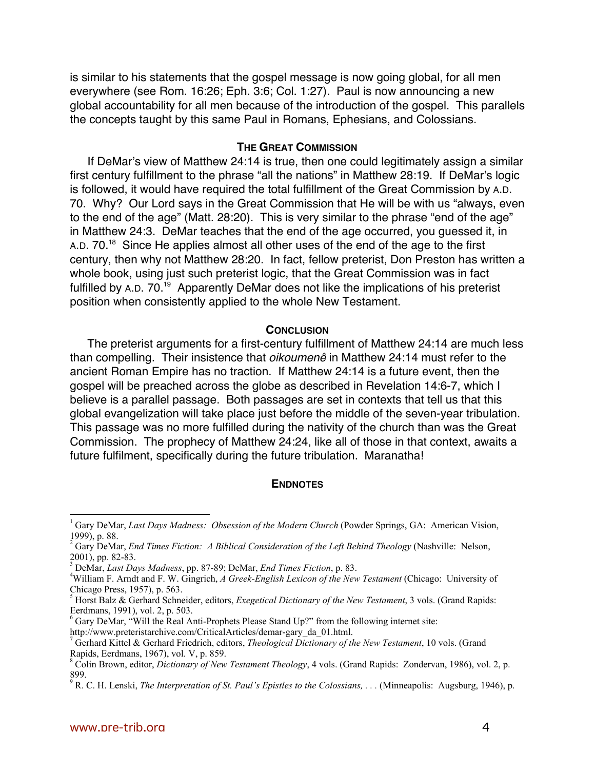is similar to his statements that the gospel message is now going global, for all men everywhere (see Rom. 16:26; Eph. 3:6; Col. 1:27). Paul is now announcing a new global accountability for all men because of the introduction of the gospel. This parallels the concepts taught by this same Paul in Romans, Ephesians, and Colossians.

### The Great Commission

If DeMar's view of Matthew 24:14 is true, then one could legitimately assign a similar first century fulfillment to the phrase "all the nations" in Matthew 28:19. If DeMar's logic is followed, it would have required the total fulfillment of the Great Commission by A.D. 70. Why? Our Lord says in the Great Commission that He will be with us "always, even to the end of the age" (Matt. 28:20). This is very similar to the phrase "end of the age" in Matthew 24:3. DeMar teaches that the end of the age occurred, you guessed it, in A.D. 70.[18] Since He applies almost all other uses of the end of the age to the first century, then why not Matthew 28:20. In fact, fellow preterist, Don Preston has written a whole book, using just such preterist logic, that the Great Commission was in fact fulfilled by A.D. 70.[19] Apparently DeMar does not like the implications of his preterist position when consistently applied to the whole New Testament.

### Conclusion

The preterist arguments for a first-century fulfillment of Matthew 24:14 are much less than compelling. Their insistence that *oikoumenê* in Matthew 24:14 must refer to the ancient Roman Empire has no traction. If Matthew 24:14 is a future event, then the gospel will be preached across the globe as described in Revelation 14:6-7, which I believe is a parallel passage. Both passages are set in contexts that tell us that this global evangelization will take place just before the middle of the seven-year tribulation. This passage was no more fulfilled during the nativity of the church than was the Great Commission. The prophecy of Matthew 24:24, like all of those in that context, awaits a future fulfilment, specifically during the future tribulation. Maranatha!

### Endnotes

[1] Gary DeMar, *Last Days Madness: Obsession of the Modern Church* (Powder Springs, GA: American Vision, 1999), p. 88.

[2] Gary DeMar, *End Times Fiction: A Biblical Consideration of the Left Behind Theology* (Nashville: Nelson, 2001), pp. 82-83.

[3] DeMar, *Last Days Madness*, pp. 87-89; DeMar, *End Times Fiction*, p. 83.

[4] William F. Arndt and F. W. Gingrich, *A Greek-English Lexicon of the New Testament* (Chicago: University of Chicago Press, 1957), p. 563.

[5] Horst Balz & Gerhard Schneider, editors, *Exegetical Dictionary of the New Testament*, 3 vols. (Grand Rapids: Eerdmans, 1991), vol. 2, p. 503.

[6] Gary DeMar, "Will the Real Anti-Prophets Please Stand Up?" from the following internet site: http://www.preteristarchive.com/CriticalArticles/demar-gary_da_01.html.

[7] Gerhard Kittel & Gerhard Friedrich, editors, *Theological Dictionary of the New Testament*, 10 vols. (Grand Rapids, Eerdmans, 1967), vol. V, p. 859.

[8] Colin Brown, editor, *Dictionary of New Testament Theology*, 4 vols. (Grand Rapids: Zondervan, 1986), vol. 2, p. 899.

[9] R. C. H. Lenski, *The Interpretation of St. Paul's Epistles to the Colossians, . . .* (Minneapolis: Augsburg, 1946), p.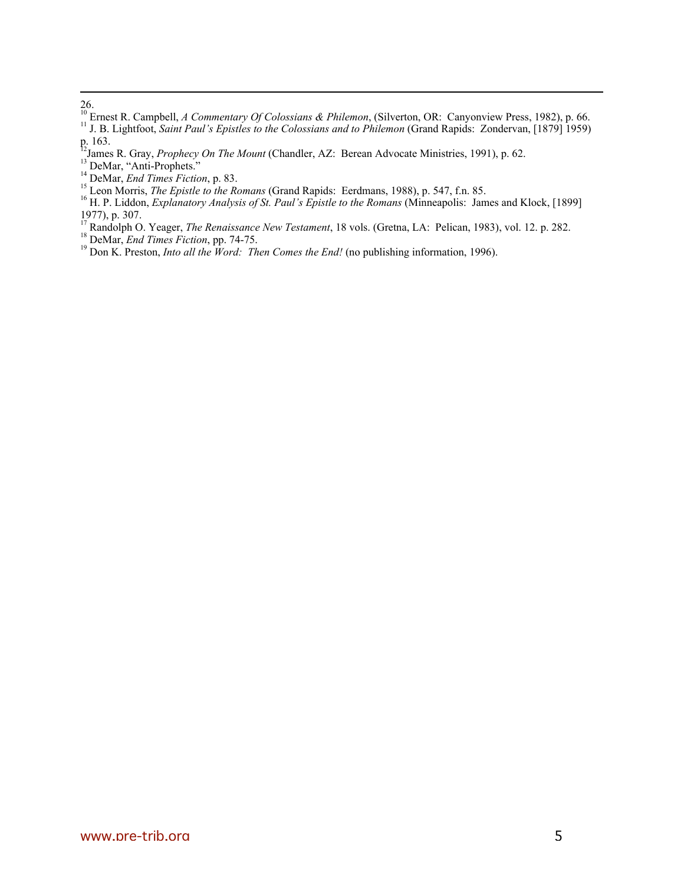26.

[10] Ernest R. Campbell, *A Commentary Of Colossians & Philemon*, (Silverton, OR: Canyonview Press, 1982), p. 66.

[11] J. B. Lightfoot, *Saint Paul's Epistles to the Colossians and to Philemon* (Grand Rapids: Zondervan, [1879] 1959) p. 163.

[12] James R. Gray, *Prophecy On The Mount* (Chandler, AZ: Berean Advocate Ministries, 1991), p. 62.

[13] DeMar, "Anti-Prophets."

[14] DeMar, *End Times Fiction*, p. 83.

[15] Leon Morris, *The Epistle to the Romans* (Grand Rapids: Eerdmans, 1988), p. 547, f.n. 85.

[16] H. P. Liddon, *Explanatory Analysis of St. Paul's Epistle to the Romans* (Minneapolis: James and Klock, [1899] 1977), p. 307.

[17] Randolph O. Yeager, *The Renaissance New Testament*, 18 vols. (Gretna, LA: Pelican, 1983), vol. 12. p. 282.

[18] DeMar, *End Times Fiction*, pp. 74-75.

[19] Don K. Preston, *Into all the Word: Then Comes the End!* (no publishing information, 1996).